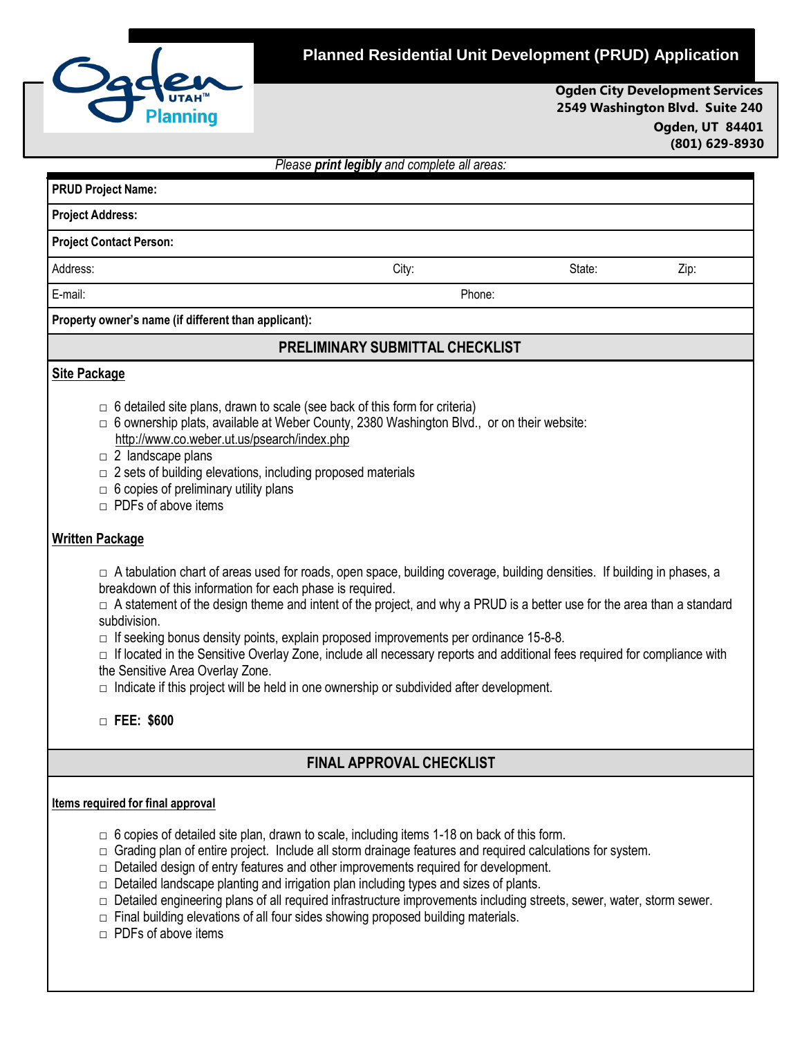# Planned Residential Unit Development (PRUD) Application

**Ogden City Development Services**
**2549 Washington Blvd. Suite 240**
**Ogden, UT 84401**
**(801) 629-8930**

*Please **print legibly** and complete all areas:*

**PRUD Project Name:**

**Project Address:**

**Project Contact Person:**

Address: City: State: Zip:

E-mail: Phone:

**Property owner's name (if different than applicant):**

## PRELIMINARY SUBMITTAL CHECKLIST

### Site Package

- □ 6 detailed site plans, drawn to scale (see back of this form for criteria)
- □ 6 ownership plats, available at Weber County, 2380 Washington Blvd., or on their website: http://www.co.weber.ut.us/psearch/index.php
- □ 2 landscape plans
- □ 2 sets of building elevations, including proposed materials
- □ 6 copies of preliminary utility plans
- □ PDFs of above items

### Written Package

- □ A tabulation chart of areas used for roads, open space, building coverage, building densities. If building in phases, a breakdown of this information for each phase is required.
- □ A statement of the design theme and intent of the project, and why a PRUD is a better use for the area than a standard subdivision.
- □ If seeking bonus density points, explain proposed improvements per ordinance 15-8-8.
- □ If located in the Sensitive Overlay Zone, include all necessary reports and additional fees required for compliance with the Sensitive Area Overlay Zone.
- □ Indicate if this project will be held in one ownership or subdivided after development.

□ **FEE: $600**

## FINAL APPROVAL CHECKLIST

**Items required for final approval**

- □ 6 copies of detailed site plan, drawn to scale, including items 1-18 on back of this form.
- □ Grading plan of entire project. Include all storm drainage features and required calculations for system.
- □ Detailed design of entry features and other improvements required for development.
- □ Detailed landscape planting and irrigation plan including types and sizes of plants.
- □ Detailed engineering plans of all required infrastructure improvements including streets, sewer, water, storm sewer.
- □ Final building elevations of all four sides showing proposed building materials.
- □ PDFs of above items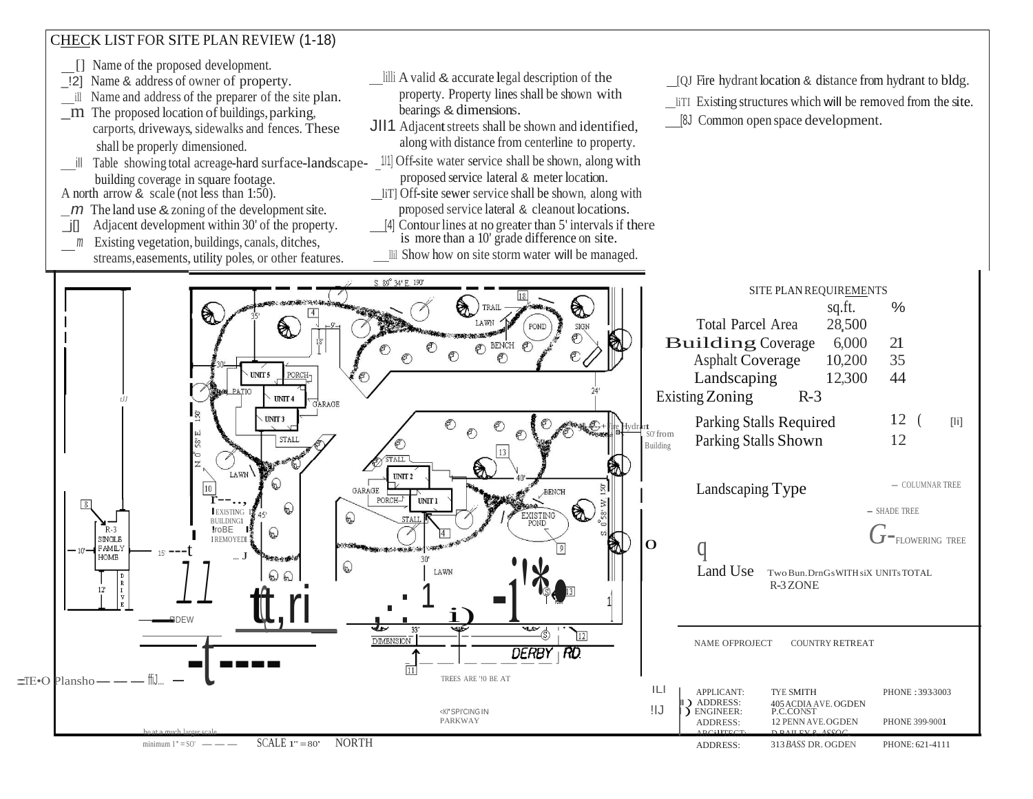## CHECK LIST FOR SITE PLAN REVIEW (1-18)

- [1] Name of the proposed development.
- [2] Name & address of owner of property.
- [3] Name and address of the preparer of the site plan.
- [4] The proposed location of buildings, parking, carports, driveways, sidewalks and fences. These shall be properly dimensioned.
- [5] Table showing total acreage-hard surface-landscape-building coverage in square footage.
- A north arrow & scale (not less than 1:50).
- [7] The land use & zoning of the development site.
- [8] Adjacent development within 30' of the property.
- [9] Existing vegetation, buildings, canals, ditches, streams, easements, utility poles, or other features.
- [10] A valid & accurate legal description of the property. Property lines shall be shown with bearings & dimensions.
- [11] Adjacent streets shall be shown and identified, along with distance from centerline to property.
- [12] Off-site water service shall be shown, along with proposed service lateral & meter location.
- [13] Off-site sewer service shall be shown, along with proposed service lateral & cleanout locations.
- [14] Contour lines at no greater than 5' intervals if there is more than a 10' grade difference on site.
- [15] Show how on site storm water will be managed.
- [16] Fire hydrant location & distance from hydrant to bldg.
- [17] Existing structures which will be removed from the site.
- [18] Common open space development.

### SITE PLAN REQUIREMENTS

| | sq.ft. | % |
|---|---|---|
| Total Parcel Area | 28,500 | |
| Building Coverage | 6,000 | 21 |
| Asphalt Coverage | 10,200 | 35 |
| Landscaping | 12,300 | 44 |
| Existing Zoning | R-3 | |
| Parking Stalls Required | | 12 |
| Parking Stalls Shown | | 12 |

Landscaping Type
- COLUMNAR TREE
- SHADE TREE
- FLOWERING TREE

Land Use: Two BUILDINGS WITH SIX UNITS TOTAL R-3 ZONE

NAME OF PROJECT: COUNTRY RETREAT

| | | |
|---|---|---|
| APPLICANT: | TYE SMITH | PHONE: 393-3003 |
| ADDRESS: | 405 ACDIA AVE. OGDEN | |
| ENGINEER: | P.C.CONST | |
| ADDRESS: | 12 PENN AVE. OGDEN | PHONE 399-9001 |
| ARCHITECT: | D.BAILEY & ASSOC. | |
| ADDRESS: | 313 BASS DR. OGDEN | PHONE: 621-4111 |

Plan labels: S. 89° 34' E. 190' · N. 0° 58' E. 150' · S. 0° 58' W. 150' · TRAIL · LAWN · POND · SIGN · BENCH · UNIT 5 · PORCH · PATIO · UNIT 4 · GARAGE · UNIT 3 · STALL · Fire Hydrant 50' from Building · STALL · UNIT 2 · GARAGE · PORCH · UNIT 1 · BENCH · EXISTING POND · STALL · EXISTING BUILDING TO BE REMOVED · R-3 SINGLE FAMILY HOME · DRIVE · SIDEWALK · LAWN · DIMENSION · DERBY RD. · TREES ARE TO BE AT 40' SPACING IN PARKWAY · 35' · 9' · 18' · 30' · 24' · 40' · 45' · 30' · 33' · 15' · 10' · 12'

SITE PLANS to be at a much larger scale, minimum 1" = 50' · SCALE 1" = 80' · NORTH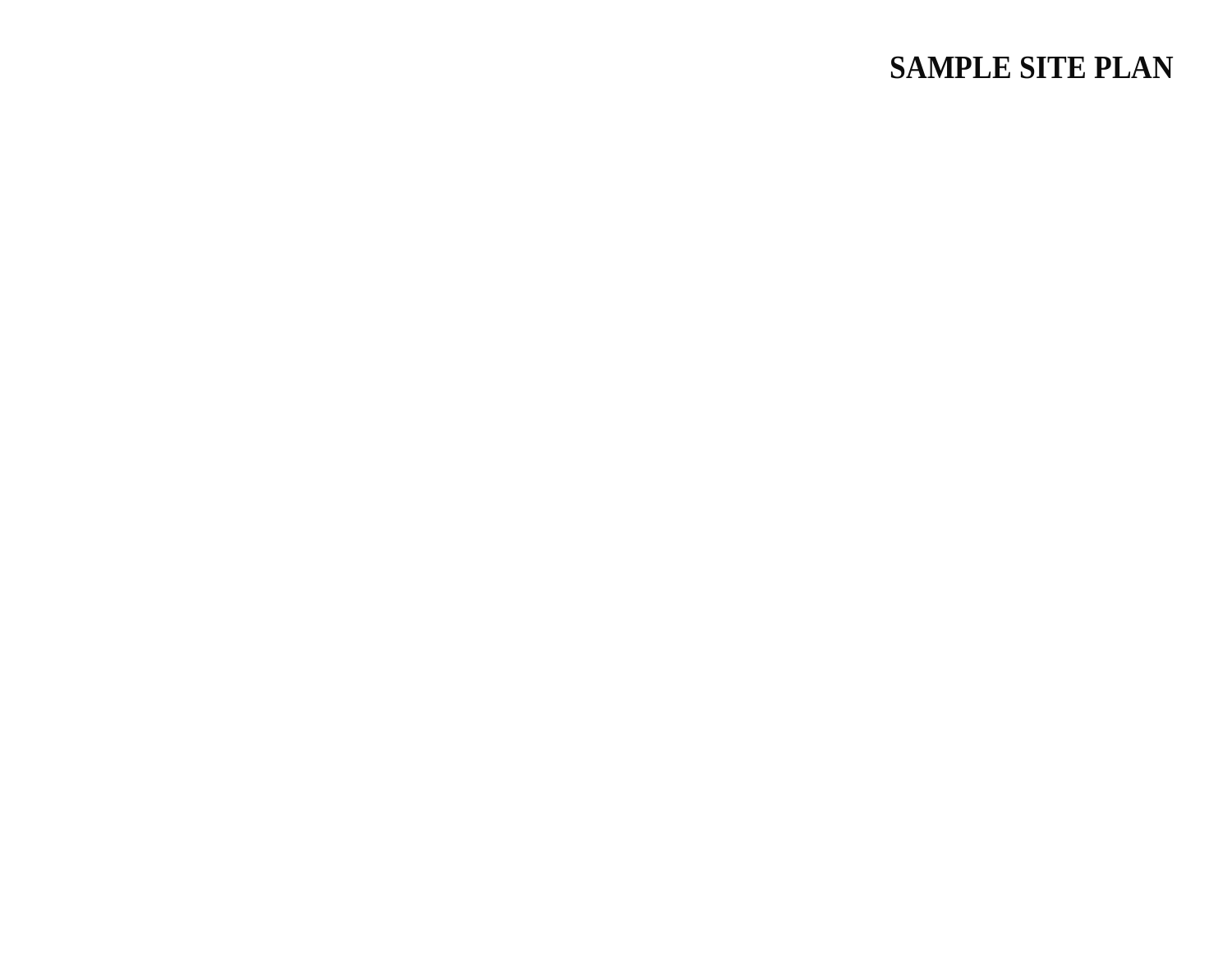# SAMPLE SITE PLAN